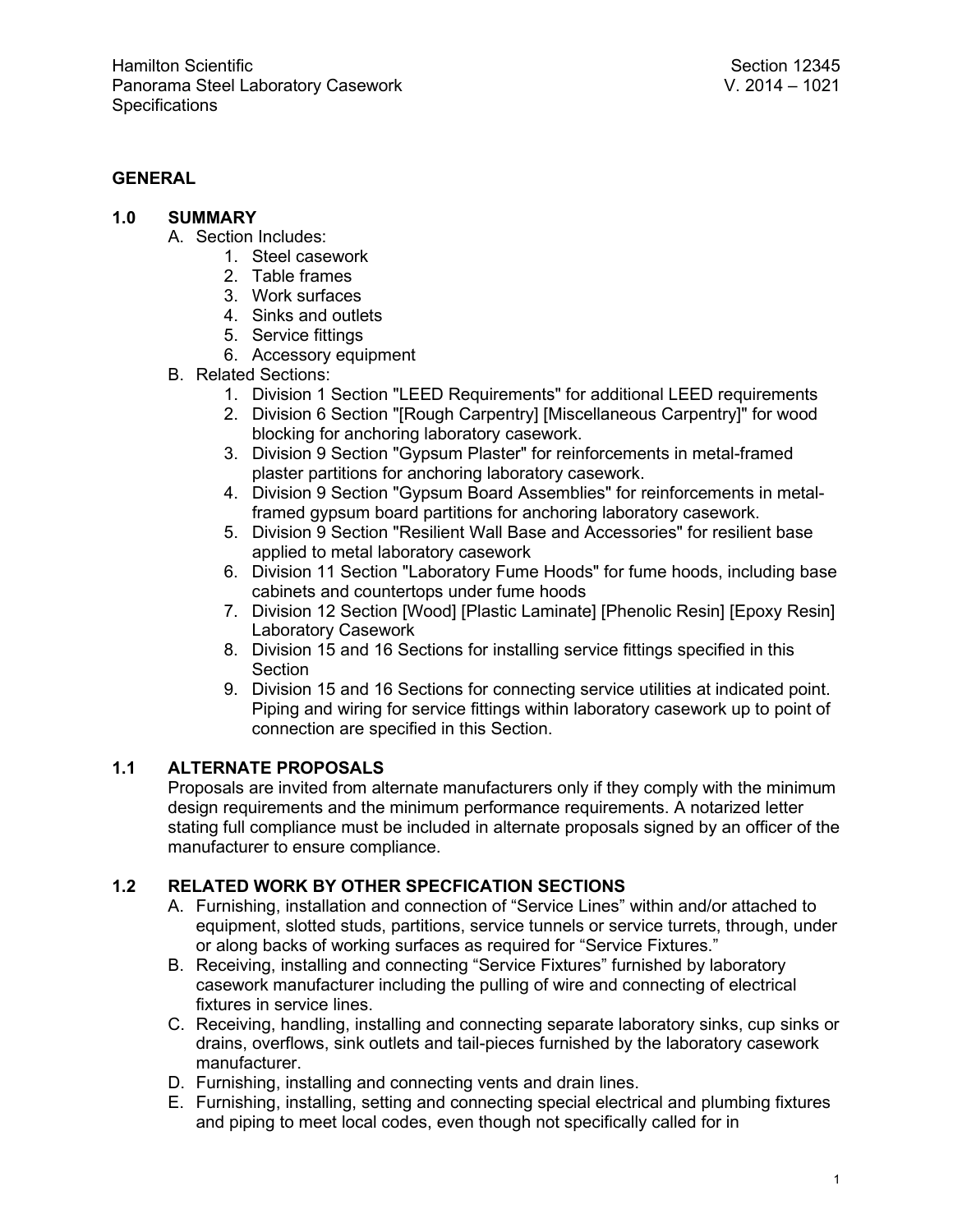Hamilton Scientific
Panorama Steel Laboratory Casework
Specifications

Section 12345
V. 2014 – 1021

## GENERAL

### 1.0 SUMMARY

A. Section Includes:
   1. Steel casework
   2. Table frames
   3. Work surfaces
   4. Sinks and outlets
   5. Service fittings
   6. Accessory equipment

B. Related Sections:
   1. Division 1 Section "LEED Requirements" for additional LEED requirements
   2. Division 6 Section "[Rough Carpentry] [Miscellaneous Carpentry]" for wood blocking for anchoring laboratory casework.
   3. Division 9 Section "Gypsum Plaster" for reinforcements in metal-framed plaster partitions for anchoring laboratory casework.
   4. Division 9 Section "Gypsum Board Assemblies" for reinforcements in metal-framed gypsum board partitions for anchoring laboratory casework.
   5. Division 9 Section "Resilient Wall Base and Accessories" for resilient base applied to metal laboratory casework
   6. Division 11 Section "Laboratory Fume Hoods" for fume hoods, including base cabinets and countertops under fume hoods
   7. Division 12 Section [Wood] [Plastic Laminate] [Phenolic Resin] [Epoxy Resin] Laboratory Casework
   8. Division 15 and 16 Sections for installing service fittings specified in this Section
   9. Division 15 and 16 Sections for connecting service utilities at indicated point. Piping and wiring for service fittings within laboratory casework up to point of connection are specified in this Section.

### 1.1 ALTERNATE PROPOSALS

Proposals are invited from alternate manufacturers only if they comply with the minimum design requirements and the minimum performance requirements. A notarized letter stating full compliance must be included in alternate proposals signed by an officer of the manufacturer to ensure compliance.

### 1.2 RELATED WORK BY OTHER SPECFICATION SECTIONS

A. Furnishing, installation and connection of "Service Lines" within and/or attached to equipment, slotted studs, partitions, service tunnels or service turrets, through, under or along backs of working surfaces as required for "Service Fixtures."

B. Receiving, installing and connecting "Service Fixtures" furnished by laboratory casework manufacturer including the pulling of wire and connecting of electrical fixtures in service lines.

C. Receiving, handling, installing and connecting separate laboratory sinks, cup sinks or drains, overflows, sink outlets and tail-pieces furnished by the laboratory casework manufacturer.

D. Furnishing, installing and connecting vents and drain lines.

E. Furnishing, installing, setting and connecting special electrical and plumbing fixtures and piping to meet local codes, even though not specifically called for in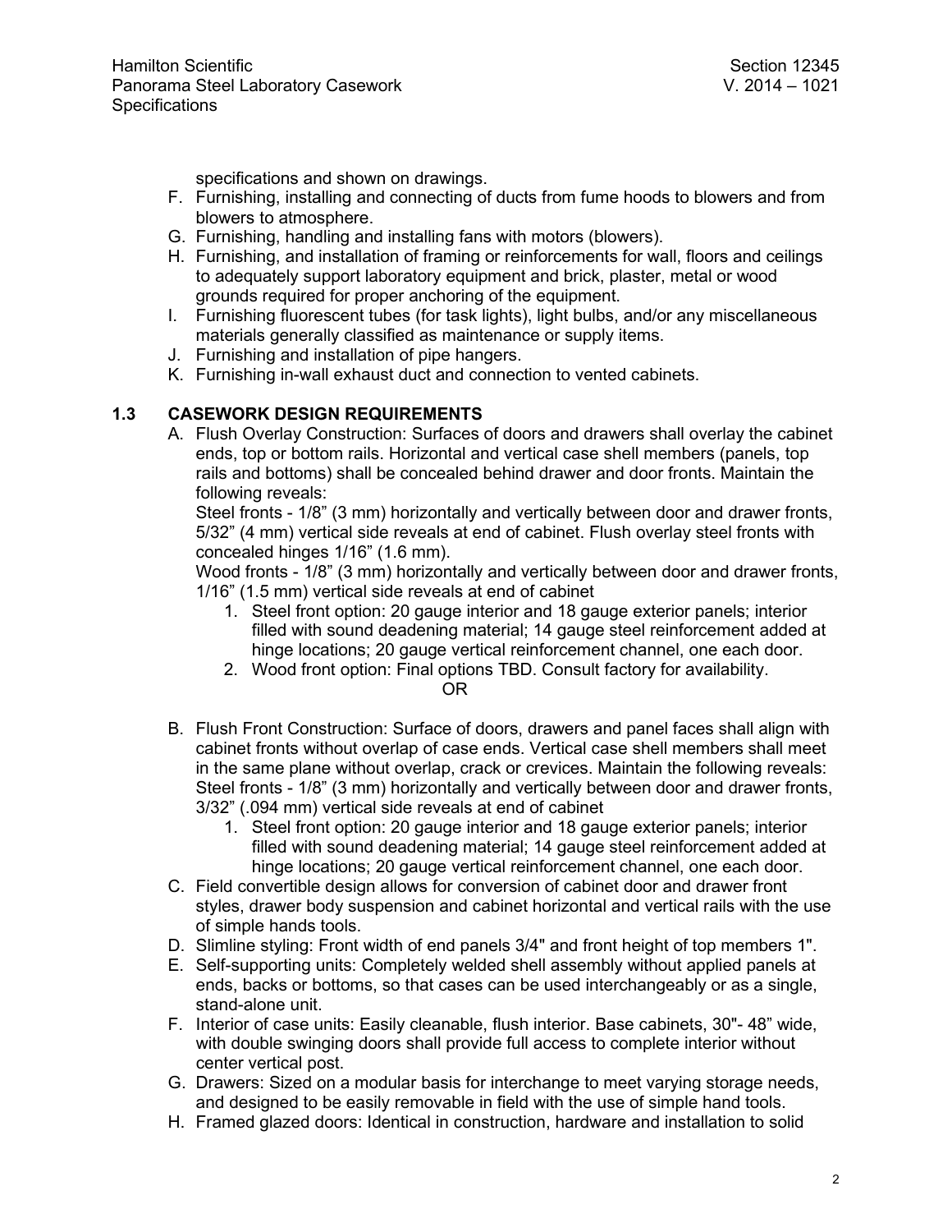specifications and shown on drawings.

F. Furnishing, installing and connecting of ducts from fume hoods to blowers and from blowers to atmosphere.
G. Furnishing, handling and installing fans with motors (blowers).
H. Furnishing, and installation of framing or reinforcements for wall, floors and ceilings to adequately support laboratory equipment and brick, plaster, metal or wood grounds required for proper anchoring of the equipment.
I. Furnishing fluorescent tubes (for task lights), light bulbs, and/or any miscellaneous materials generally classified as maintenance or supply items.
J. Furnishing and installation of pipe hangers.
K. Furnishing in-wall exhaust duct and connection to vented cabinets.

## 1.3 CASEWORK DESIGN REQUIREMENTS

A. Flush Overlay Construction: Surfaces of doors and drawers shall overlay the cabinet ends, top or bottom rails. Horizontal and vertical case shell members (panels, top rails and bottoms) shall be concealed behind drawer and door fronts. Maintain the following reveals:
   Steel fronts - 1/8" (3 mm) horizontally and vertically between door and drawer fronts, 5/32" (4 mm) vertical side reveals at end of cabinet. Flush overlay steel fronts with concealed hinges 1/16" (1.6 mm).
   Wood fronts - 1/8" (3 mm) horizontally and vertically between door and drawer fronts, 1/16" (1.5 mm) vertical side reveals at end of cabinet
   1. Steel front option: 20 gauge interior and 18 gauge exterior panels; interior filled with sound deadening material; 14 gauge steel reinforcement added at hinge locations; 20 gauge vertical reinforcement channel, one each door.
   2. Wood front option: Final options TBD. Consult factory for availability.

   OR

B. Flush Front Construction: Surface of doors, drawers and panel faces shall align with cabinet fronts without overlap of case ends. Vertical case shell members shall meet in the same plane without overlap, crack or crevices. Maintain the following reveals:
   Steel fronts - 1/8" (3 mm) horizontally and vertically between door and drawer fronts, 3/32" (.094 mm) vertical side reveals at end of cabinet
   1. Steel front option: 20 gauge interior and 18 gauge exterior panels; interior filled with sound deadening material; 14 gauge steel reinforcement added at hinge locations; 20 gauge vertical reinforcement channel, one each door.
C. Field convertible design allows for conversion of cabinet door and drawer front styles, drawer body suspension and cabinet horizontal and vertical rails with the use of simple hands tools.
D. Slimline styling: Front width of end panels 3/4" and front height of top members 1".
E. Self-supporting units: Completely welded shell assembly without applied panels at ends, backs or bottoms, so that cases can be used interchangeably or as a single, stand-alone unit.
F. Interior of case units: Easily cleanable, flush interior. Base cabinets, 30"- 48" wide, with double swinging doors shall provide full access to complete interior without center vertical post.
G. Drawers: Sized on a modular basis for interchange to meet varying storage needs, and designed to be easily removable in field with the use of simple hand tools.
H. Framed glazed doors: Identical in construction, hardware and installation to solid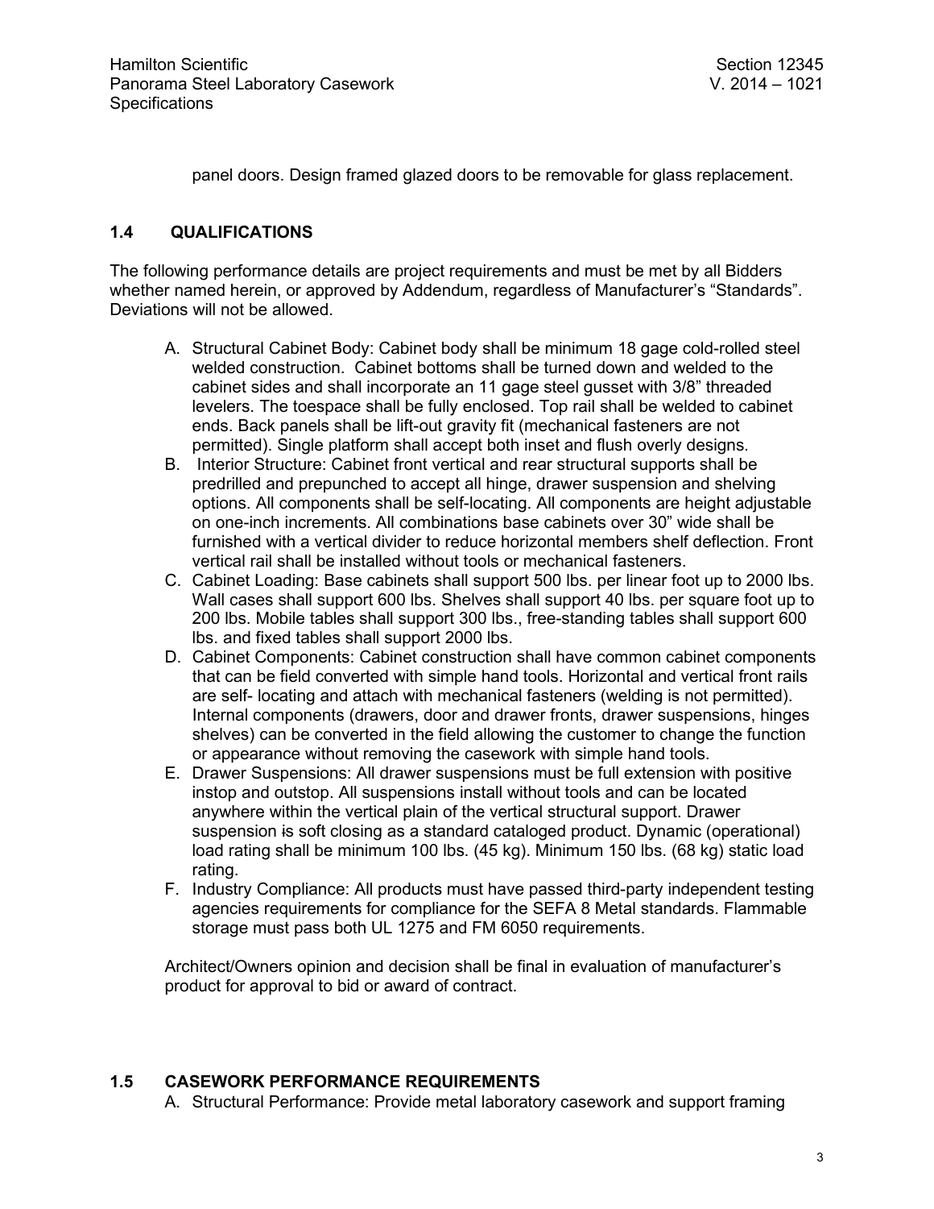panel doors. Design framed glazed doors to be removable for glass replacement.

## 1.4 QUALIFICATIONS

The following performance details are project requirements and must be met by all Bidders whether named herein, or approved by Addendum, regardless of Manufacturer's "Standards". Deviations will not be allowed.

A. Structural Cabinet Body: Cabinet body shall be minimum 18 gage cold-rolled steel welded construction. Cabinet bottoms shall be turned down and welded to the cabinet sides and shall incorporate an 11 gage steel gusset with 3/8" threaded levelers. The toespace shall be fully enclosed. Top rail shall be welded to cabinet ends. Back panels shall be lift-out gravity fit (mechanical fasteners are not permitted). Single platform shall accept both inset and flush overly designs.
B. Interior Structure: Cabinet front vertical and rear structural supports shall be predrilled and prepunched to accept all hinge, drawer suspension and shelving options. All components shall be self-locating. All components are height adjustable on one-inch increments. All combinations base cabinets over 30" wide shall be furnished with a vertical divider to reduce horizontal members shelf deflection. Front vertical rail shall be installed without tools or mechanical fasteners.
C. Cabinet Loading: Base cabinets shall support 500 lbs. per linear foot up to 2000 lbs. Wall cases shall support 600 lbs. Shelves shall support 40 lbs. per square foot up to 200 lbs. Mobile tables shall support 300 lbs., free-standing tables shall support 600 lbs. and fixed tables shall support 2000 lbs.
D. Cabinet Components: Cabinet construction shall have common cabinet components that can be field converted with simple hand tools. Horizontal and vertical front rails are self- locating and attach with mechanical fasteners (welding is not permitted). Internal components (drawers, door and drawer fronts, drawer suspensions, hinges shelves) can be converted in the field allowing the customer to change the function or appearance without removing the casework with simple hand tools.
E. Drawer Suspensions: All drawer suspensions must be full extension with positive instop and outstop. All suspensions install without tools and can be located anywhere within the vertical plain of the vertical structural support. Drawer suspension is soft closing as a standard cataloged product. Dynamic (operational) load rating shall be minimum 100 lbs. (45 kg). Minimum 150 lbs. (68 kg) static load rating.
F. Industry Compliance: All products must have passed third-party independent testing agencies requirements for compliance for the SEFA 8 Metal standards. Flammable storage must pass both UL 1275 and FM 6050 requirements.

Architect/Owners opinion and decision shall be final in evaluation of manufacturer's product for approval to bid or award of contract.

## 1.5 CASEWORK PERFORMANCE REQUIREMENTS

A. Structural Performance: Provide metal laboratory casework and support framing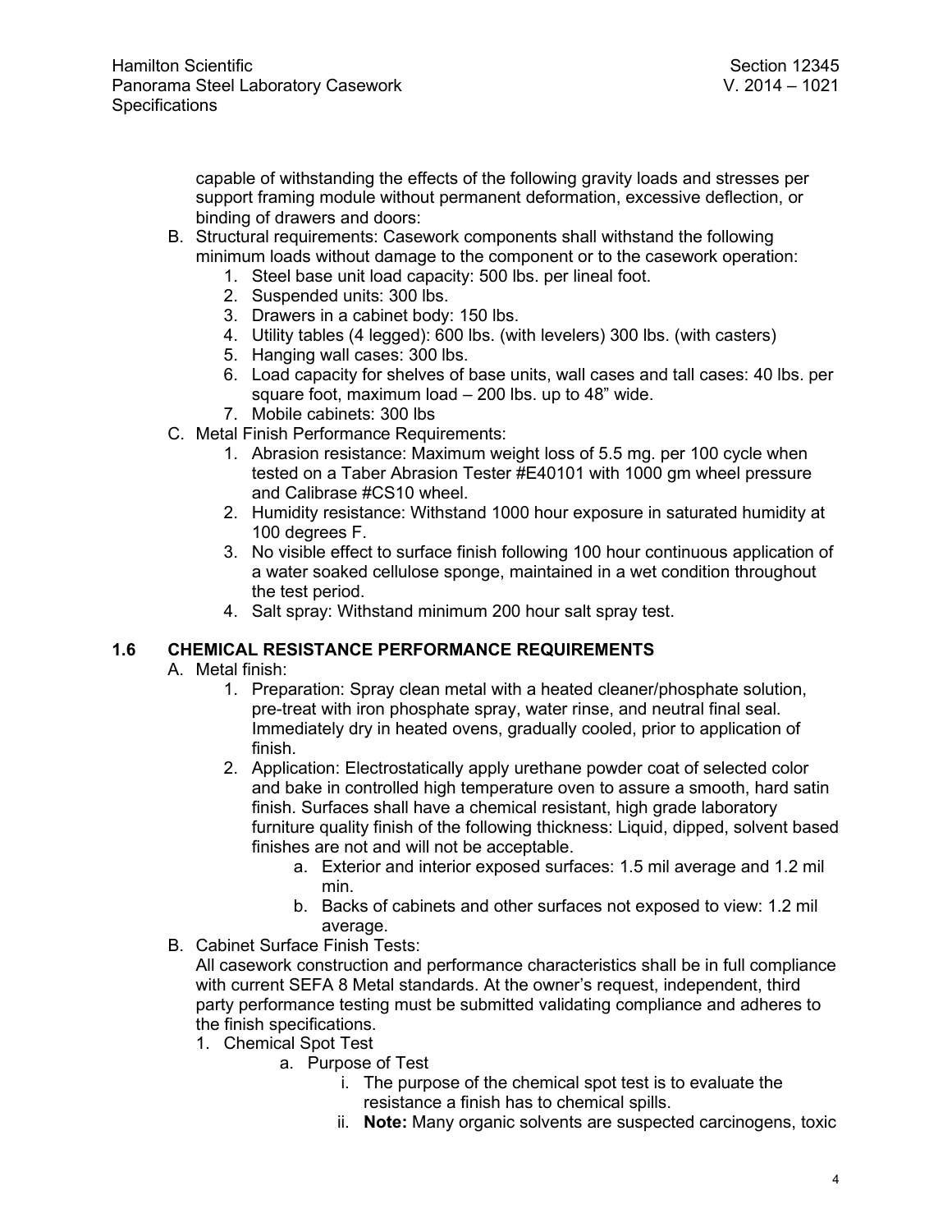capable of withstanding the effects of the following gravity loads and stresses per support framing module without permanent deformation, excessive deflection, or binding of drawers and doors:

B. Structural requirements: Casework components shall withstand the following minimum loads without damage to the component or to the casework operation:
   1. Steel base unit load capacity: 500 lbs. per lineal foot.
   2. Suspended units: 300 lbs.
   3. Drawers in a cabinet body: 150 lbs.
   4. Utility tables (4 legged): 600 lbs. (with levelers) 300 lbs. (with casters)
   5. Hanging wall cases: 300 lbs.
   6. Load capacity for shelves of base units, wall cases and tall cases: 40 lbs. per square foot, maximum load – 200 lbs. up to 48" wide.
   7. Mobile cabinets: 300 lbs

C. Metal Finish Performance Requirements:
   1. Abrasion resistance: Maximum weight loss of 5.5 mg. per 100 cycle when tested on a Taber Abrasion Tester #E40101 with 1000 gm wheel pressure and Calibrase #CS10 wheel.
   2. Humidity resistance: Withstand 1000 hour exposure in saturated humidity at 100 degrees F.
   3. No visible effect to surface finish following 100 hour continuous application of a water soaked cellulose sponge, maintained in a wet condition throughout the test period.
   4. Salt spray: Withstand minimum 200 hour salt spray test.

## 1.6 CHEMICAL RESISTANCE PERFORMANCE REQUIREMENTS

A. Metal finish:
   1. Preparation: Spray clean metal with a heated cleaner/phosphate solution, pre-treat with iron phosphate spray, water rinse, and neutral final seal. Immediately dry in heated ovens, gradually cooled, prior to application of finish.
   2. Application: Electrostatically apply urethane powder coat of selected color and bake in controlled high temperature oven to assure a smooth, hard satin finish. Surfaces shall have a chemical resistant, high grade laboratory furniture quality finish of the following thickness: Liquid, dipped, solvent based finishes are not and will not be acceptable.
      a. Exterior and interior exposed surfaces: 1.5 mil average and 1.2 mil min.
      b. Backs of cabinets and other surfaces not exposed to view: 1.2 mil average.

B. Cabinet Surface Finish Tests:
   All casework construction and performance characteristics shall be in full compliance with current SEFA 8 Metal standards. At the owner's request, independent, third party performance testing must be submitted validating compliance and adheres to the finish specifications.
   1. Chemical Spot Test
      a. Purpose of Test
         i. The purpose of the chemical spot test is to evaluate the resistance a finish has to chemical spills.
         ii. **Note:** Many organic solvents are suspected carcinogens, toxic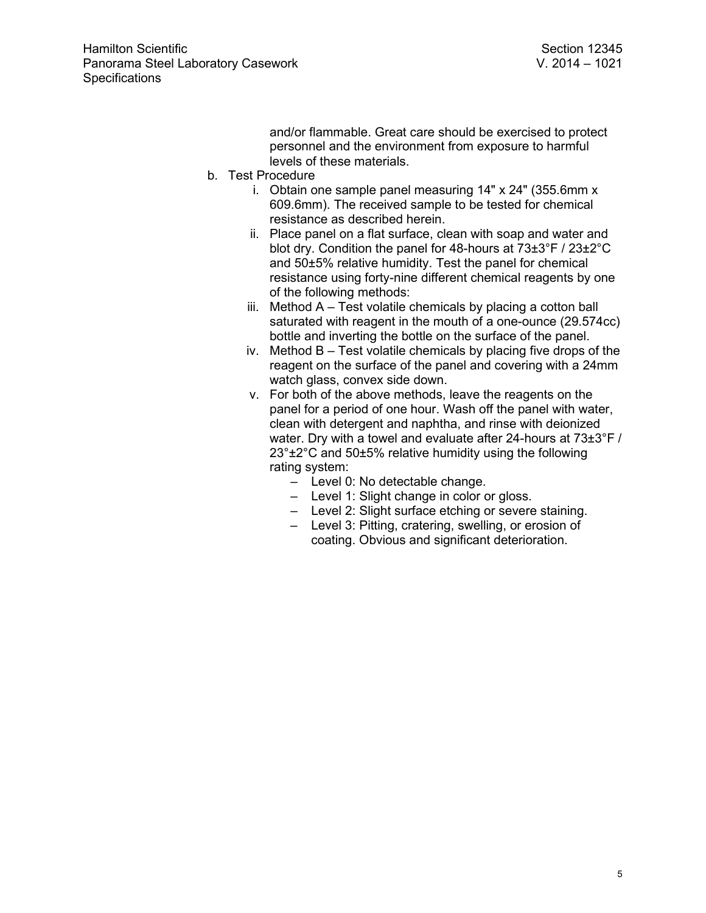and/or flammable. Great care should be exercised to protect personnel and the environment from exposure to harmful levels of these materials.

b. Test Procedure
   i. Obtain one sample panel measuring 14" x 24" (355.6mm x 609.6mm). The received sample to be tested for chemical resistance as described herein.
   ii. Place panel on a flat surface, clean with soap and water and blot dry. Condition the panel for 48-hours at 73±3°F / 23±2°C and 50±5% relative humidity. Test the panel for chemical resistance using forty-nine different chemical reagents by one of the following methods:
   iii. Method A – Test volatile chemicals by placing a cotton ball saturated with reagent in the mouth of a one-ounce (29.574cc) bottle and inverting the bottle on the surface of the panel.
   iv. Method B – Test volatile chemicals by placing five drops of the reagent on the surface of the panel and covering with a 24mm watch glass, convex side down.
   v. For both of the above methods, leave the reagents on the panel for a period of one hour. Wash off the panel with water, clean with detergent and naphtha, and rinse with deionized water. Dry with a towel and evaluate after 24-hours at 73±3°F / 23°±2°C and 50±5% relative humidity using the following rating system:
      – Level 0: No detectable change.
      – Level 1: Slight change in color or gloss.
      – Level 2: Slight surface etching or severe staining.
      – Level 3: Pitting, cratering, swelling, or erosion of coating. Obvious and significant deterioration.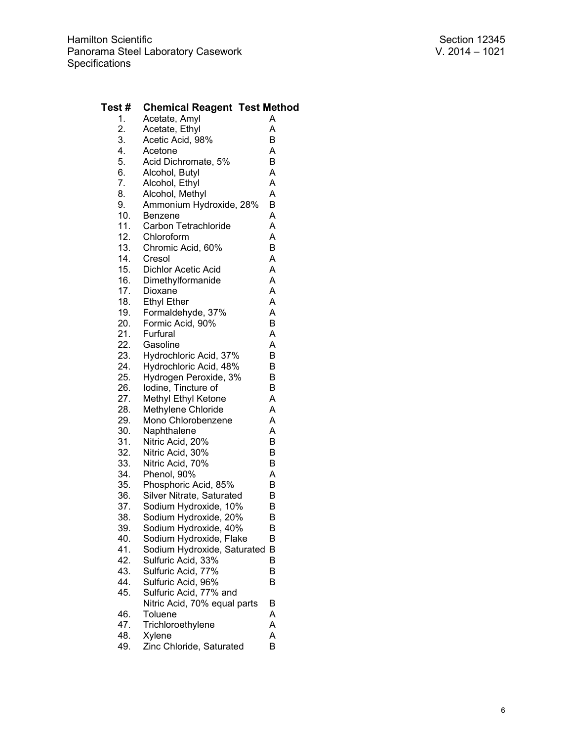| Test # | Chemical Reagent | Test Method |
| --- | --- | --- |
| 1. | Acetate, Amyl | A |
| 2. | Acetate, Ethyl | A |
| 3. | Acetic Acid, 98% | B |
| 4. | Acetone | A |
| 5. | Acid Dichromate, 5% | B |
| 6. | Alcohol, Butyl | A |
| 7. | Alcohol, Ethyl | A |
| 8. | Alcohol, Methyl | A |
| 9. | Ammonium Hydroxide, 28% | B |
| 10. | Benzene | A |
| 11. | Carbon Tetrachloride | A |
| 12. | Chloroform | A |
| 13. | Chromic Acid, 60% | B |
| 14. | Cresol | A |
| 15. | Dichlor Acetic Acid | A |
| 16. | Dimethylformanide | A |
| 17. | Dioxane | A |
| 18. | Ethyl Ether | A |
| 19. | Formaldehyde, 37% | A |
| 20. | Formic Acid, 90% | B |
| 21. | Furfural | A |
| 22. | Gasoline | A |
| 23. | Hydrochloric Acid, 37% | B |
| 24. | Hydrochloric Acid, 48% | B |
| 25. | Hydrogen Peroxide, 3% | B |
| 26. | Iodine, Tincture of | B |
| 27. | Methyl Ethyl Ketone | A |
| 28. | Methylene Chloride | A |
| 29. | Mono Chlorobenzene | A |
| 30. | Naphthalene | A |
| 31. | Nitric Acid, 20% | B |
| 32. | Nitric Acid, 30% | B |
| 33. | Nitric Acid, 70% | B |
| 34. | Phenol, 90% | A |
| 35. | Phosphoric Acid, 85% | B |
| 36. | Silver Nitrate, Saturated | B |
| 37. | Sodium Hydroxide, 10% | B |
| 38. | Sodium Hydroxide, 20% | B |
| 39. | Sodium Hydroxide, 40% | B |
| 40. | Sodium Hydroxide, Flake | B |
| 41. | Sodium Hydroxide, Saturated | B |
| 42. | Sulfuric Acid, 33% | B |
| 43. | Sulfuric Acid, 77% | B |
| 44. | Sulfuric Acid, 96% | B |
| 45. | Sulfuric Acid, 77% and Nitric Acid, 70% equal parts | B |
| 46. | Toluene | A |
| 47. | Trichloroethylene | A |
| 48. | Xylene | A |
| 49. | Zinc Chloride, Saturated | B |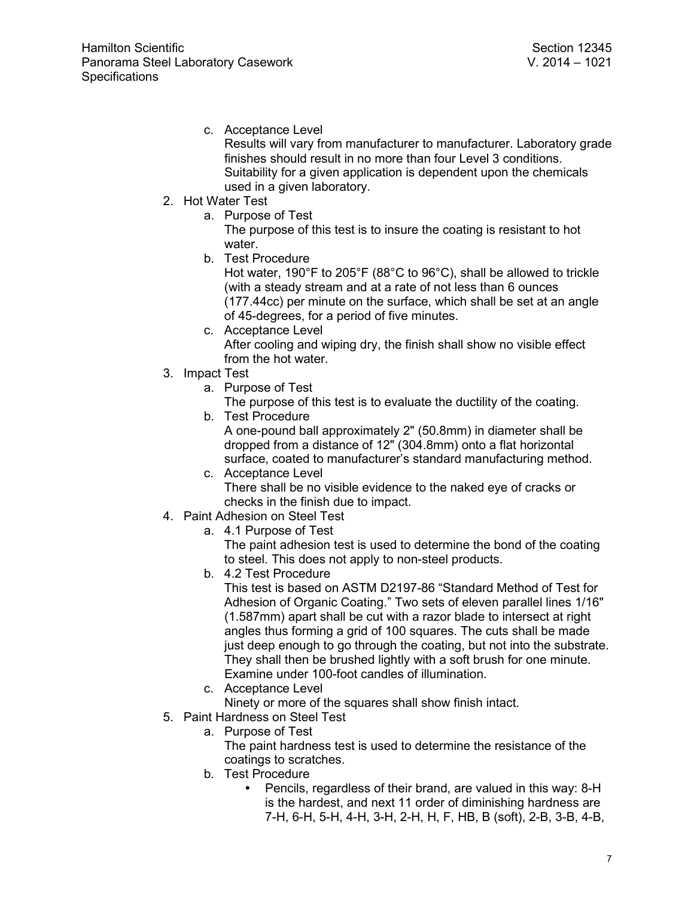c. Acceptance Level

   Results will vary from manufacturer to manufacturer. Laboratory grade finishes should result in no more than four Level 3 conditions. Suitability for a given application is dependent upon the chemicals used in a given laboratory.

2. Hot Water Test
   a. Purpose of Test

      The purpose of this test is to insure the coating is resistant to hot water.
   b. Test Procedure

      Hot water, 190°F to 205°F (88°C to 96°C), shall be allowed to trickle (with a steady stream and at a rate of not less than 6 ounces (177.44cc) per minute on the surface, which shall be set at an angle of 45-degrees, for a period of five minutes.
   c. Acceptance Level

      After cooling and wiping dry, the finish shall show no visible effect from the hot water.
3. Impact Test
   a. Purpose of Test

      The purpose of this test is to evaluate the ductility of the coating.
   b. Test Procedure

      A one-pound ball approximately 2" (50.8mm) in diameter shall be dropped from a distance of 12" (304.8mm) onto a flat horizontal surface, coated to manufacturer's standard manufacturing method.
   c. Acceptance Level

      There shall be no visible evidence to the naked eye of cracks or checks in the finish due to impact.
4. Paint Adhesion on Steel Test
   a. 4.1 Purpose of Test

      The paint adhesion test is used to determine the bond of the coating to steel. This does not apply to non-steel products.
   b. 4.2 Test Procedure

      This test is based on ASTM D2197-86 "Standard Method of Test for Adhesion of Organic Coating." Two sets of eleven parallel lines 1/16" (1.587mm) apart shall be cut with a razor blade to intersect at right angles thus forming a grid of 100 squares. The cuts shall be made just deep enough to go through the coating, but not into the substrate. They shall then be brushed lightly with a soft brush for one minute. Examine under 100-foot candles of illumination.
   c. Acceptance Level

      Ninety or more of the squares shall show finish intact.
5. Paint Hardness on Steel Test
   a. Purpose of Test

      The paint hardness test is used to determine the resistance of the coatings to scratches.
   b. Test Procedure
      - Pencils, regardless of their brand, are valued in this way: 8-H is the hardest, and next 11 order of diminishing hardness are 7-H, 6-H, 5-H, 4-H, 3-H, 2-H, H, F, HB, B (soft), 2-B, 3-B, 4-B,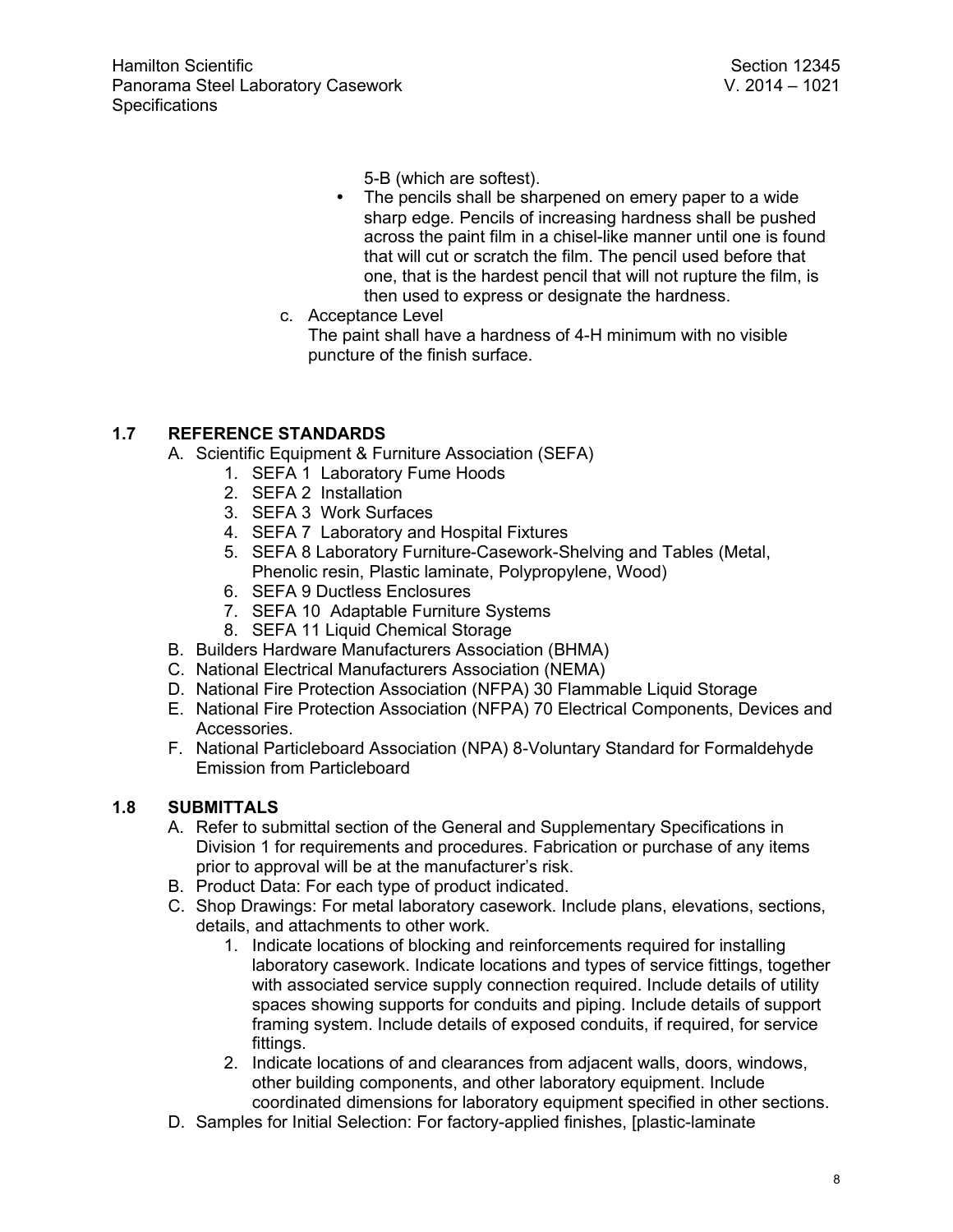5-B (which are softest).

- The pencils shall be sharpened on emery paper to a wide sharp edge. Pencils of increasing hardness shall be pushed across the paint film in a chisel-like manner until one is found that will cut or scratch the film. The pencil used before that one, that is the hardest pencil that will not rupture the film, is then used to express or designate the hardness.

c. Acceptance Level
   The paint shall have a hardness of 4-H minimum with no visible puncture of the finish surface.

## 1.7 REFERENCE STANDARDS

A. Scientific Equipment & Furniture Association (SEFA)
   1. SEFA 1 Laboratory Fume Hoods
   2. SEFA 2 Installation
   3. SEFA 3 Work Surfaces
   4. SEFA 7 Laboratory and Hospital Fixtures
   5. SEFA 8 Laboratory Furniture-Casework-Shelving and Tables (Metal, Phenolic resin, Plastic laminate, Polypropylene, Wood)
   6. SEFA 9 Ductless Enclosures
   7. SEFA 10 Adaptable Furniture Systems
   8. SEFA 11 Liquid Chemical Storage

B. Builders Hardware Manufacturers Association (BHMA)

C. National Electrical Manufacturers Association (NEMA)

D. National Fire Protection Association (NFPA) 30 Flammable Liquid Storage

E. National Fire Protection Association (NFPA) 70 Electrical Components, Devices and Accessories.

F. National Particleboard Association (NPA) 8-Voluntary Standard for Formaldehyde Emission from Particleboard

## 1.8 SUBMITTALS

A. Refer to submittal section of the General and Supplementary Specifications in Division 1 for requirements and procedures. Fabrication or purchase of any items prior to approval will be at the manufacturer's risk.

B. Product Data: For each type of product indicated.

C. Shop Drawings: For metal laboratory casework. Include plans, elevations, sections, details, and attachments to other work.
   1. Indicate locations of blocking and reinforcements required for installing laboratory casework. Indicate locations and types of service fittings, together with associated service supply connection required. Include details of utility spaces showing supports for conduits and piping. Include details of support framing system. Include details of exposed conduits, if required, for service fittings.
   2. Indicate locations of and clearances from adjacent walls, doors, windows, other building components, and other laboratory equipment. Include coordinated dimensions for laboratory equipment specified in other sections.

D. Samples for Initial Selection: For factory-applied finishes, [plastic-laminate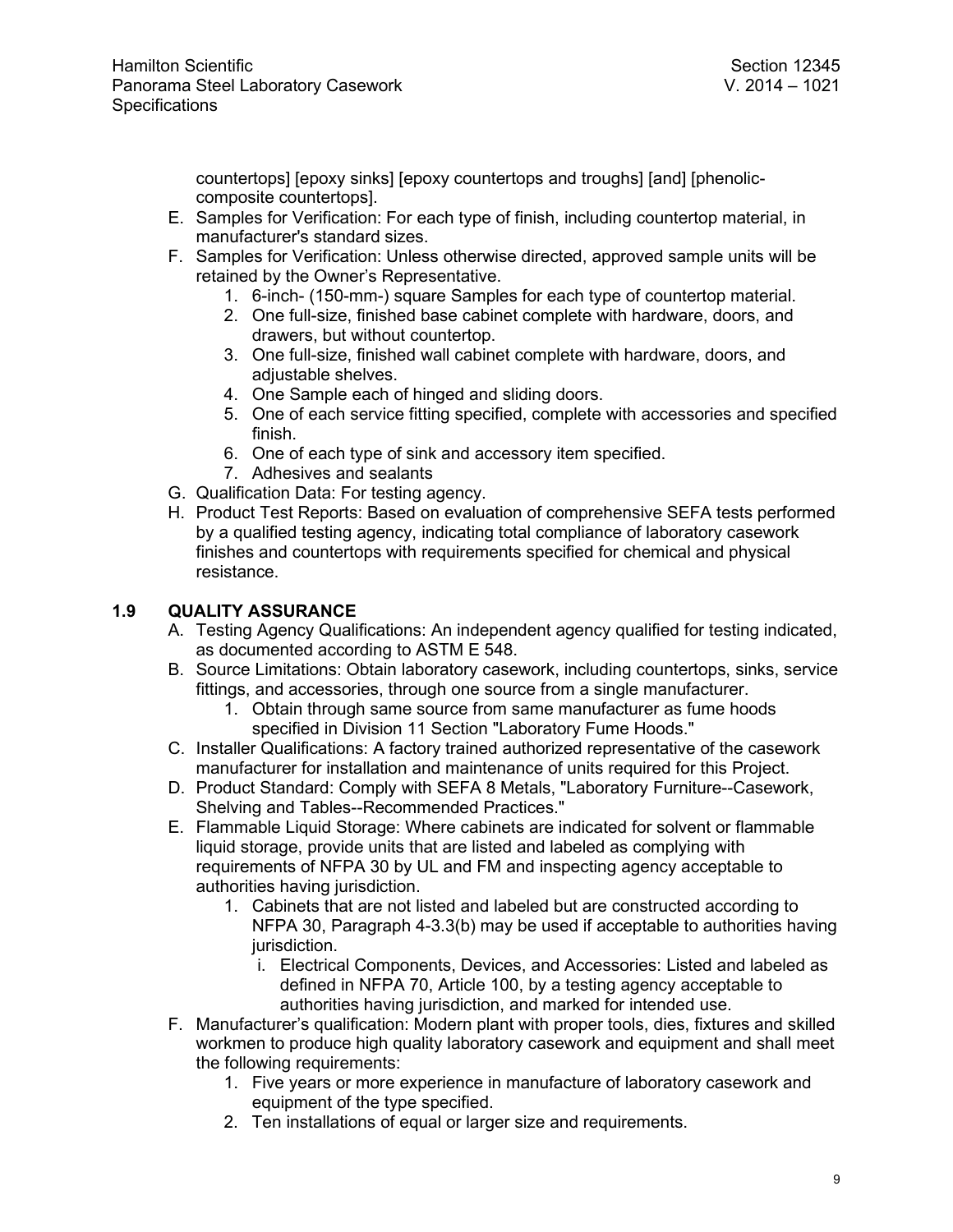countertops] [epoxy sinks] [epoxy countertops and troughs] [and] [phenolic-composite countertops].

E. Samples for Verification: For each type of finish, including countertop material, in manufacturer's standard sizes.
F. Samples for Verification: Unless otherwise directed, approved sample units will be retained by the Owner's Representative.
   1. 6-inch- (150-mm-) square Samples for each type of countertop material.
   2. One full-size, finished base cabinet complete with hardware, doors, and drawers, but without countertop.
   3. One full-size, finished wall cabinet complete with hardware, doors, and adjustable shelves.
   4. One Sample each of hinged and sliding doors.
   5. One of each service fitting specified, complete with accessories and specified finish.
   6. One of each type of sink and accessory item specified.
   7. Adhesives and sealants
G. Qualification Data: For testing agency.
H. Product Test Reports: Based on evaluation of comprehensive SEFA tests performed by a qualified testing agency, indicating total compliance of laboratory casework finishes and countertops with requirements specified for chemical and physical resistance.

## 1.9 QUALITY ASSURANCE

A. Testing Agency Qualifications: An independent agency qualified for testing indicated, as documented according to ASTM E 548.
B. Source Limitations: Obtain laboratory casework, including countertops, sinks, service fittings, and accessories, through one source from a single manufacturer.
   1. Obtain through same source from same manufacturer as fume hoods specified in Division 11 Section "Laboratory Fume Hoods."
C. Installer Qualifications: A factory trained authorized representative of the casework manufacturer for installation and maintenance of units required for this Project.
D. Product Standard: Comply with SEFA 8 Metals, "Laboratory Furniture--Casework, Shelving and Tables--Recommended Practices."
E. Flammable Liquid Storage: Where cabinets are indicated for solvent or flammable liquid storage, provide units that are listed and labeled as complying with requirements of NFPA 30 by UL and FM and inspecting agency acceptable to authorities having jurisdiction.
   1. Cabinets that are not listed and labeled but are constructed according to NFPA 30, Paragraph 4-3.3(b) may be used if acceptable to authorities having jurisdiction.
      i. Electrical Components, Devices, and Accessories: Listed and labeled as defined in NFPA 70, Article 100, by a testing agency acceptable to authorities having jurisdiction, and marked for intended use.
F. Manufacturer's qualification: Modern plant with proper tools, dies, fixtures and skilled workmen to produce high quality laboratory casework and equipment and shall meet the following requirements:
   1. Five years or more experience in manufacture of laboratory casework and equipment of the type specified.
   2. Ten installations of equal or larger size and requirements.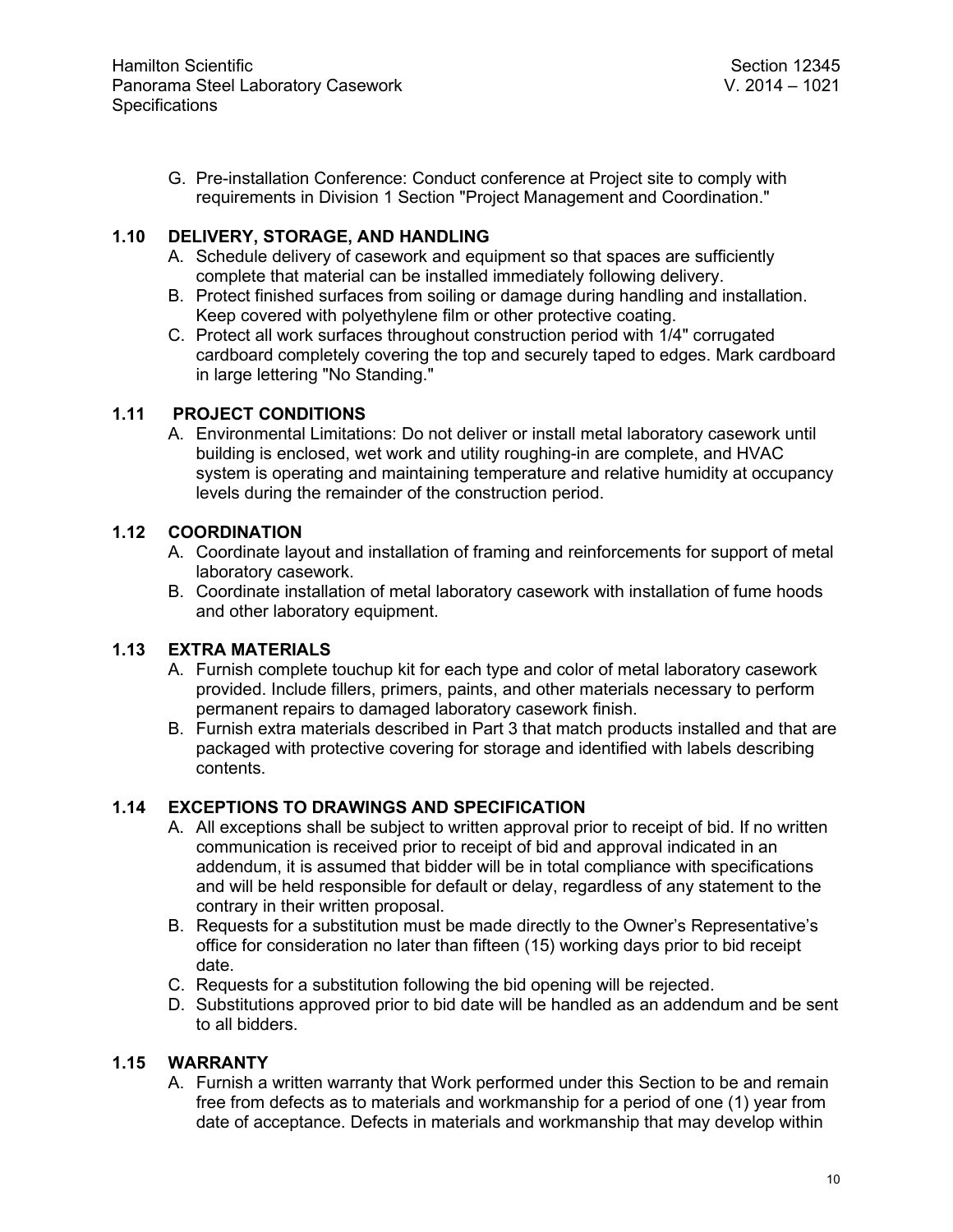G. Pre-installation Conference: Conduct conference at Project site to comply with requirements in Division 1 Section "Project Management and Coordination."

## 1.10 DELIVERY, STORAGE, AND HANDLING

A. Schedule delivery of casework and equipment so that spaces are sufficiently complete that material can be installed immediately following delivery.
B. Protect finished surfaces from soiling or damage during handling and installation. Keep covered with polyethylene film or other protective coating.
C. Protect all work surfaces throughout construction period with 1/4" corrugated cardboard completely covering the top and securely taped to edges. Mark cardboard in large lettering "No Standing."

## 1.11 PROJECT CONDITIONS

A. Environmental Limitations: Do not deliver or install metal laboratory casework until building is enclosed, wet work and utility roughing-in are complete, and HVAC system is operating and maintaining temperature and relative humidity at occupancy levels during the remainder of the construction period.

## 1.12 COORDINATION

A. Coordinate layout and installation of framing and reinforcements for support of metal laboratory casework.
B. Coordinate installation of metal laboratory casework with installation of fume hoods and other laboratory equipment.

## 1.13 EXTRA MATERIALS

A. Furnish complete touchup kit for each type and color of metal laboratory casework provided. Include fillers, primers, paints, and other materials necessary to perform permanent repairs to damaged laboratory casework finish.
B. Furnish extra materials described in Part 3 that match products installed and that are packaged with protective covering for storage and identified with labels describing contents.

## 1.14 EXCEPTIONS TO DRAWINGS AND SPECIFICATION

A. All exceptions shall be subject to written approval prior to receipt of bid. If no written communication is received prior to receipt of bid and approval indicated in an addendum, it is assumed that bidder will be in total compliance with specifications and will be held responsible for default or delay, regardless of any statement to the contrary in their written proposal.
B. Requests for a substitution must be made directly to the Owner's Representative's office for consideration no later than fifteen (15) working days prior to bid receipt date.
C. Requests for a substitution following the bid opening will be rejected.
D. Substitutions approved prior to bid date will be handled as an addendum and be sent to all bidders.

## 1.15 WARRANTY

A. Furnish a written warranty that Work performed under this Section to be and remain free from defects as to materials and workmanship for a period of one (1) year from date of acceptance. Defects in materials and workmanship that may develop within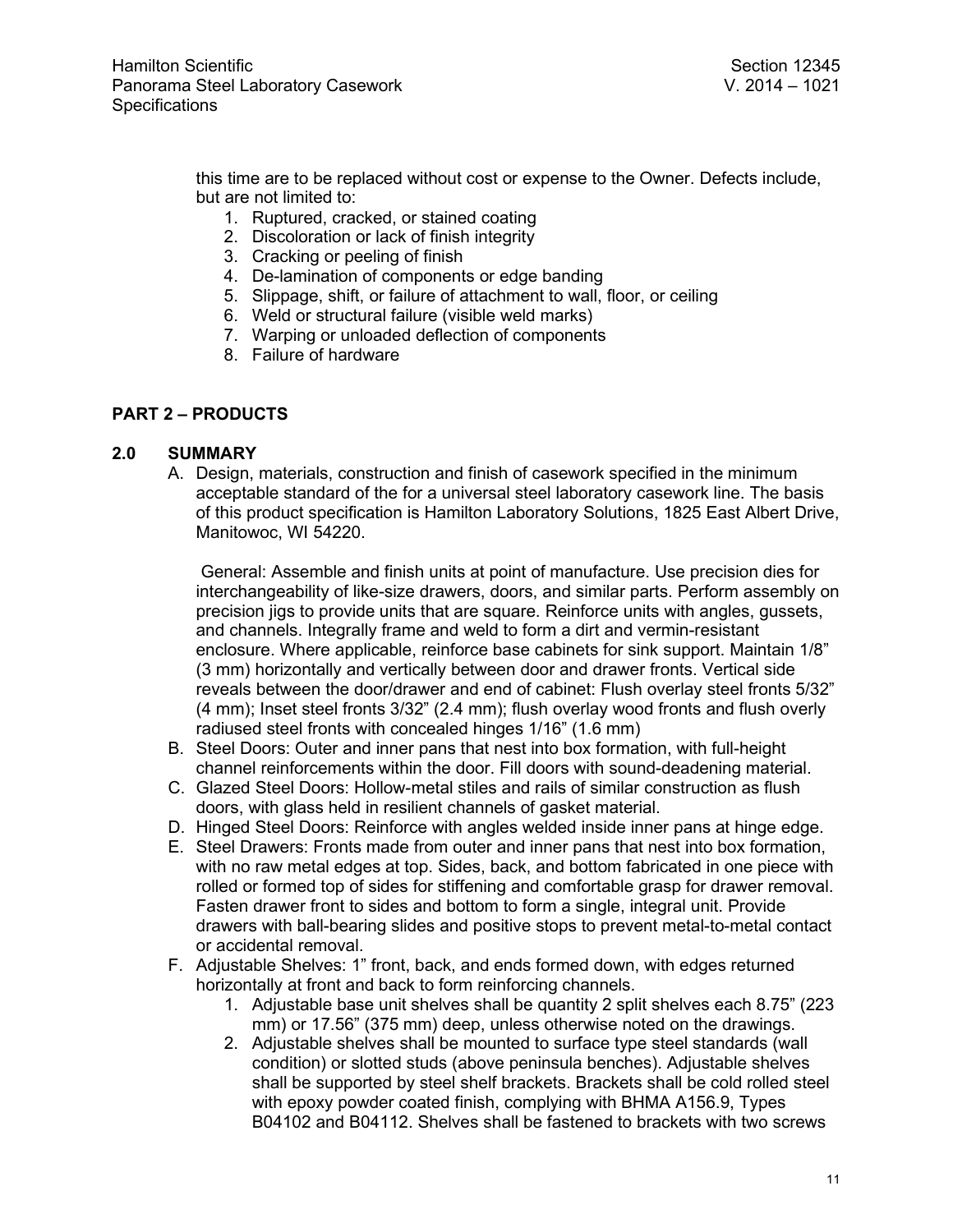this time are to be replaced without cost or expense to the Owner. Defects include, but are not limited to:

1. Ruptured, cracked, or stained coating
2. Discoloration or lack of finish integrity
3. Cracking or peeling of finish
4. De-lamination of components or edge banding
5. Slippage, shift, or failure of attachment to wall, floor, or ceiling
6. Weld or structural failure (visible weld marks)
7. Warping or unloaded deflection of components
8. Failure of hardware

## PART 2 – PRODUCTS

### 2.0 SUMMARY

A. Design, materials, construction and finish of casework specified in the minimum acceptable standard of the for a universal steel laboratory casework line. The basis of this product specification is Hamilton Laboratory Solutions, 1825 East Albert Drive, Manitowoc, WI 54220.

   General: Assemble and finish units at point of manufacture. Use precision dies for interchangeability of like-size drawers, doors, and similar parts. Perform assembly on precision jigs to provide units that are square. Reinforce units with angles, gussets, and channels. Integrally frame and weld to form a dirt and vermin-resistant enclosure. Where applicable, reinforce base cabinets for sink support. Maintain 1/8" (3 mm) horizontally and vertically between door and drawer fronts. Vertical side reveals between the door/drawer and end of cabinet: Flush overlay steel fronts 5/32" (4 mm); Inset steel fronts 3/32" (2.4 mm); flush overlay wood fronts and flush overly radiused steel fronts with concealed hinges 1/16" (1.6 mm)

B. Steel Doors: Outer and inner pans that nest into box formation, with full-height channel reinforcements within the door. Fill doors with sound-deadening material.

C. Glazed Steel Doors: Hollow-metal stiles and rails of similar construction as flush doors, with glass held in resilient channels of gasket material.

D. Hinged Steel Doors: Reinforce with angles welded inside inner pans at hinge edge.

E. Steel Drawers: Fronts made from outer and inner pans that nest into box formation, with no raw metal edges at top. Sides, back, and bottom fabricated in one piece with rolled or formed top of sides for stiffening and comfortable grasp for drawer removal. Fasten drawer front to sides and bottom to form a single, integral unit. Provide drawers with ball-bearing slides and positive stops to prevent metal-to-metal contact or accidental removal.

F. Adjustable Shelves: 1" front, back, and ends formed down, with edges returned horizontally at front and back to form reinforcing channels.

   1. Adjustable base unit shelves shall be quantity 2 split shelves each 8.75" (223 mm) or 17.56" (375 mm) deep, unless otherwise noted on the drawings.
   2. Adjustable shelves shall be mounted to surface type steel standards (wall condition) or slotted studs (above peninsula benches). Adjustable shelves shall be supported by steel shelf brackets. Brackets shall be cold rolled steel with epoxy powder coated finish, complying with BHMA A156.9, Types B04102 and B04112. Shelves shall be fastened to brackets with two screws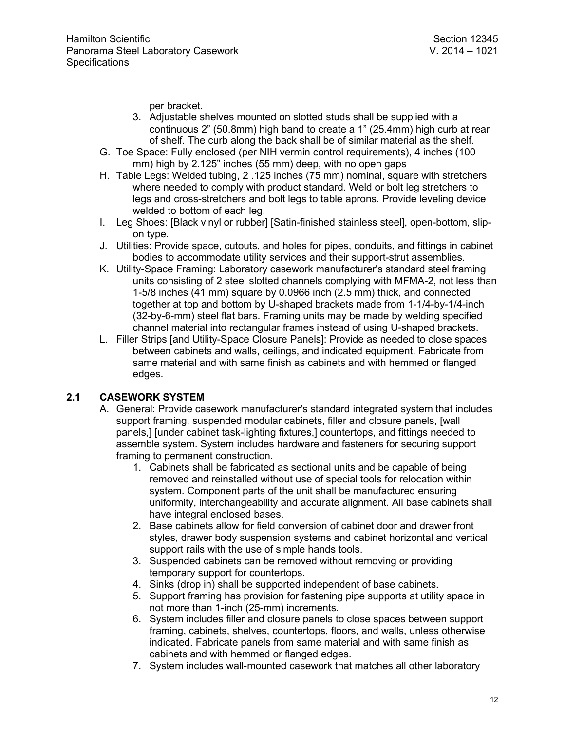per bracket.

3. Adjustable shelves mounted on slotted studs shall be supplied with a continuous 2” (50.8mm) high band to create a 1” (25.4mm) high curb at rear of shelf. The curb along the back shall be of similar material as the shelf.

G. Toe Space: Fully enclosed (per NIH vermin control requirements), 4 inches (100 mm) high by 2.125” inches (55 mm) deep, with no open gaps

H. Table Legs: Welded tubing, 2 .125 inches (75 mm) nominal, square with stretchers where needed to comply with product standard. Weld or bolt leg stretchers to legs and cross-stretchers and bolt legs to table aprons. Provide leveling device welded to bottom of each leg.

I. Leg Shoes: [Black vinyl or rubber] [Satin-finished stainless steel], open-bottom, slip-on type.

J. Utilities: Provide space, cutouts, and holes for pipes, conduits, and fittings in cabinet bodies to accommodate utility services and their support-strut assemblies.

K. Utility-Space Framing: Laboratory casework manufacturer's standard steel framing units consisting of 2 steel slotted channels complying with MFMA-2, not less than 1-5/8 inches (41 mm) square by 0.0966 inch (2.5 mm) thick, and connected together at top and bottom by U-shaped brackets made from 1-1/4-by-1/4-inch (32-by-6-mm) steel flat bars. Framing units may be made by welding specified channel material into rectangular frames instead of using U-shaped brackets.

L. Filler Strips [and Utility-Space Closure Panels]: Provide as needed to close spaces between cabinets and walls, ceilings, and indicated equipment. Fabricate from same material and with same finish as cabinets and with hemmed or flanged edges.

## 2.1 CASEWORK SYSTEM

A. General: Provide casework manufacturer's standard integrated system that includes support framing, suspended modular cabinets, filler and closure panels, [wall panels,] [under cabinet task-lighting fixtures,] countertops, and fittings needed to assemble system. System includes hardware and fasteners for securing support framing to permanent construction.

1. Cabinets shall be fabricated as sectional units and be capable of being removed and reinstalled without use of special tools for relocation within system. Component parts of the unit shall be manufactured ensuring uniformity, interchangeability and accurate alignment. All base cabinets shall have integral enclosed bases.
2. Base cabinets allow for field conversion of cabinet door and drawer front styles, drawer body suspension systems and cabinet horizontal and vertical support rails with the use of simple hands tools.
3. Suspended cabinets can be removed without removing or providing temporary support for countertops.
4. Sinks (drop in) shall be supported independent of base cabinets.
5. Support framing has provision for fastening pipe supports at utility space in not more than 1-inch (25-mm) increments.
6. System includes filler and closure panels to close spaces between support framing, cabinets, shelves, countertops, floors, and walls, unless otherwise indicated. Fabricate panels from same material and with same finish as cabinets and with hemmed or flanged edges.
7. System includes wall-mounted casework that matches all other laboratory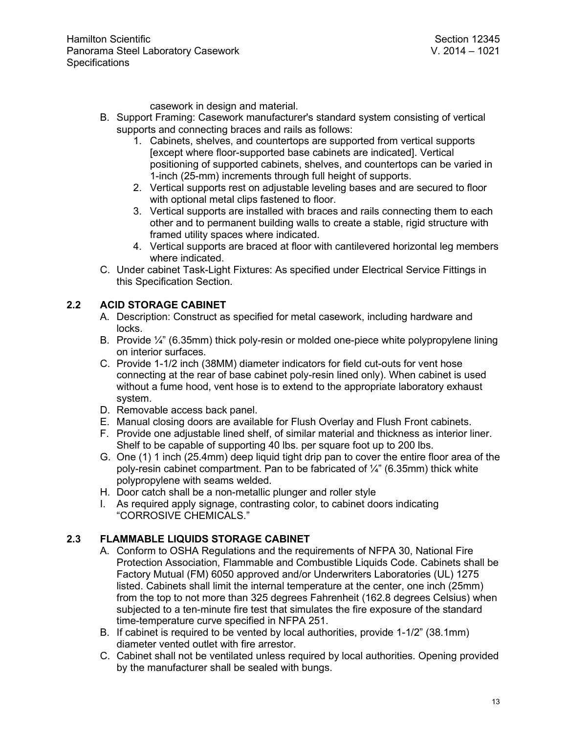casework in design and material.

B. Support Framing: Casework manufacturer's standard system consisting of vertical supports and connecting braces and rails as follows:
    1. Cabinets, shelves, and countertops are supported from vertical supports [except where floor-supported base cabinets are indicated]. Vertical positioning of supported cabinets, shelves, and countertops can be varied in 1-inch (25-mm) increments through full height of supports.
    2. Vertical supports rest on adjustable leveling bases and are secured to floor with optional metal clips fastened to floor.
    3. Vertical supports are installed with braces and rails connecting them to each other and to permanent building walls to create a stable, rigid structure with framed utility spaces where indicated.
    4. Vertical supports are braced at floor with cantilevered horizontal leg members where indicated.

C. Under cabinet Task-Light Fixtures: As specified under Electrical Service Fittings in this Specification Section.

## 2.2 ACID STORAGE CABINET

A. Description: Construct as specified for metal casework, including hardware and locks.

B. Provide ¼" (6.35mm) thick poly-resin or molded one-piece white polypropylene lining on interior surfaces.

C. Provide 1-1/2 inch (38MM) diameter indicators for field cut-outs for vent hose connecting at the rear of base cabinet poly-resin lined only). When cabinet is used without a fume hood, vent hose is to extend to the appropriate laboratory exhaust system.

D. Removable access back panel.

E. Manual closing doors are available for Flush Overlay and Flush Front cabinets.

F. Provide one adjustable lined shelf, of similar material and thickness as interior liner. Shelf to be capable of supporting 40 lbs. per square foot up to 200 lbs.

G. One (1) 1 inch (25.4mm) deep liquid tight drip pan to cover the entire floor area of the poly-resin cabinet compartment. Pan to be fabricated of ¼" (6.35mm) thick white polypropylene with seams welded.

H. Door catch shall be a non-metallic plunger and roller style

I. As required apply signage, contrasting color, to cabinet doors indicating "CORROSIVE CHEMICALS."

## 2.3 FLAMMABLE LIQUIDS STORAGE CABINET

A. Conform to OSHA Regulations and the requirements of NFPA 30, National Fire Protection Association, Flammable and Combustible Liquids Code. Cabinets shall be Factory Mutual (FM) 6050 approved and/or Underwriters Laboratories (UL) 1275 listed. Cabinets shall limit the internal temperature at the center, one inch (25mm) from the top to not more than 325 degrees Fahrenheit (162.8 degrees Celsius) when subjected to a ten-minute fire test that simulates the fire exposure of the standard time-temperature curve specified in NFPA 251.

B. If cabinet is required to be vented by local authorities, provide 1-1/2" (38.1mm) diameter vented outlet with fire arrestor.

C. Cabinet shall not be ventilated unless required by local authorities. Opening provided by the manufacturer shall be sealed with bungs.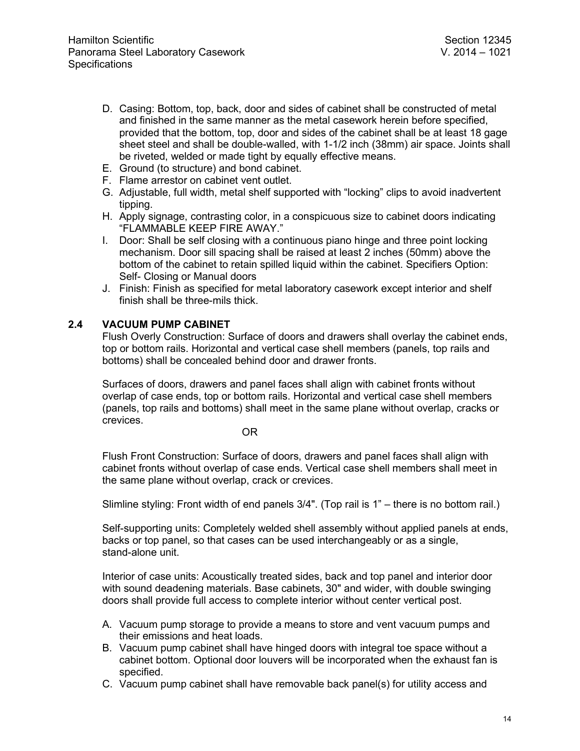D. Casing: Bottom, top, back, door and sides of cabinet shall be constructed of metal and finished in the same manner as the metal casework herein before specified, provided that the bottom, top, door and sides of the cabinet shall be at least 18 gage sheet steel and shall be double-walled, with 1-1/2 inch (38mm) air space. Joints shall be riveted, welded or made tight by equally effective means.
E. Ground (to structure) and bond cabinet.
F. Flame arrestor on cabinet vent outlet.
G. Adjustable, full width, metal shelf supported with "locking" clips to avoid inadvertent tipping.
H. Apply signage, contrasting color, in a conspicuous size to cabinet doors indicating "FLAMMABLE KEEP FIRE AWAY."
I. Door: Shall be self closing with a continuous piano hinge and three point locking mechanism. Door sill spacing shall be raised at least 2 inches (50mm) above the bottom of the cabinet to retain spilled liquid within the cabinet. Specifiers Option: Self- Closing or Manual doors
J. Finish: Finish as specified for metal laboratory casework except interior and shelf finish shall be three-mils thick.

## 2.4 VACUUM PUMP CABINET

Flush Overly Construction: Surface of doors and drawers shall overlay the cabinet ends, top or bottom rails. Horizontal and vertical case shell members (panels, top rails and bottoms) shall be concealed behind door and drawer fronts.

Surfaces of doors, drawers and panel faces shall align with cabinet fronts without overlap of case ends, top or bottom rails. Horizontal and vertical case shell members (panels, top rails and bottoms) shall meet in the same plane without overlap, cracks or crevices.

OR

Flush Front Construction: Surface of doors, drawers and panel faces shall align with cabinet fronts without overlap of case ends. Vertical case shell members shall meet in the same plane without overlap, crack or crevices.

Slimline styling: Front width of end panels 3/4". (Top rail is 1" – there is no bottom rail.)

Self-supporting units: Completely welded shell assembly without applied panels at ends, backs or top panel, so that cases can be used interchangeably or as a single, stand-alone unit.

Interior of case units: Acoustically treated sides, back and top panel and interior door with sound deadening materials. Base cabinets, 30" and wider, with double swinging doors shall provide full access to complete interior without center vertical post.

A. Vacuum pump storage to provide a means to store and vent vacuum pumps and their emissions and heat loads.
B. Vacuum pump cabinet shall have hinged doors with integral toe space without a cabinet bottom. Optional door louvers will be incorporated when the exhaust fan is specified.
C. Vacuum pump cabinet shall have removable back panel(s) for utility access and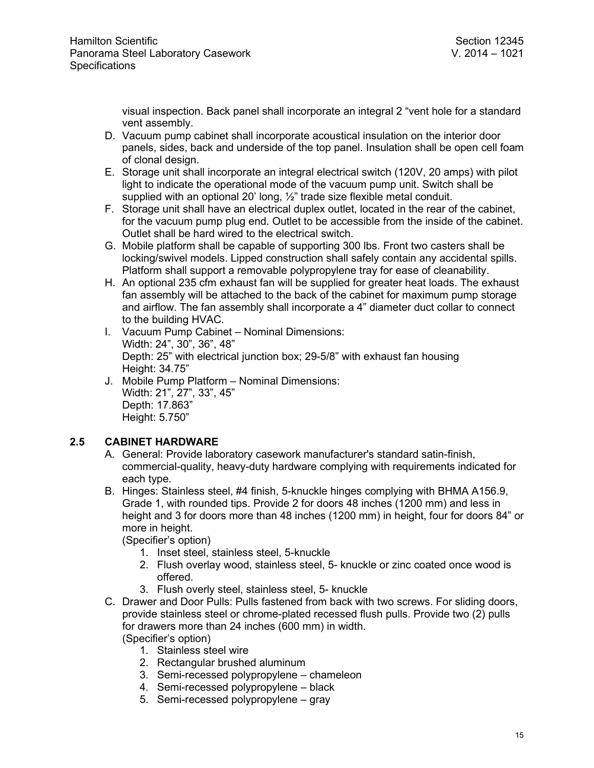visual inspection. Back panel shall incorporate an integral 2 "vent hole for a standard vent assembly.

D. Vacuum pump cabinet shall incorporate acoustical insulation on the interior door panels, sides, back and underside of the top panel. Insulation shall be open cell foam of clonal design.
E. Storage unit shall incorporate an integral electrical switch (120V, 20 amps) with pilot light to indicate the operational mode of the vacuum pump unit. Switch shall be supplied with an optional 20' long, ½" trade size flexible metal conduit.
F. Storage unit shall have an electrical duplex outlet, located in the rear of the cabinet, for the vacuum pump plug end. Outlet to be accessible from the inside of the cabinet. Outlet shall be hard wired to the electrical switch.
G. Mobile platform shall be capable of supporting 300 lbs. Front two casters shall be locking/swivel models. Lipped construction shall safely contain any accidental spills. Platform shall support a removable polypropylene tray for ease of cleanability.
H. An optional 235 cfm exhaust fan will be supplied for greater heat loads. The exhaust fan assembly will be attached to the back of the cabinet for maximum pump storage and airflow. The fan assembly shall incorporate a 4" diameter duct collar to connect to the building HVAC.
I. Vacuum Pump Cabinet – Nominal Dimensions:
   Width: 24", 30", 36", 48"
   Depth: 25" with electrical junction box; 29-5/8" with exhaust fan housing
   Height: 34.75"
J. Mobile Pump Platform – Nominal Dimensions:
   Width: 21", 27", 33", 45"
   Depth: 17.863"
   Height: 5.750"

### 2.5 CABINET HARDWARE

A. General: Provide laboratory casework manufacturer's standard satin-finish, commercial-quality, heavy-duty hardware complying with requirements indicated for each type.
B. Hinges: Stainless steel, #4 finish, 5-knuckle hinges complying with BHMA A156.9, Grade 1, with rounded tips. Provide 2 for doors 48 inches (1200 mm) and less in height and 3 for doors more than 48 inches (1200 mm) in height, four for doors 84" or more in height.
   (Specifier's option)
   1. Inset steel, stainless steel, 5-knuckle
   2. Flush overlay wood, stainless steel, 5- knuckle or zinc coated once wood is offered.
   3. Flush overly steel, stainless steel, 5- knuckle
C. Drawer and Door Pulls: Pulls fastened from back with two screws. For sliding doors, provide stainless steel or chrome-plated recessed flush pulls. Provide two (2) pulls for drawers more than 24 inches (600 mm) in width.
   (Specifier's option)
   1. Stainless steel wire
   2. Rectangular brushed aluminum
   3. Semi-recessed polypropylene – chameleon
   4. Semi-recessed polypropylene – black
   5. Semi-recessed polypropylene – gray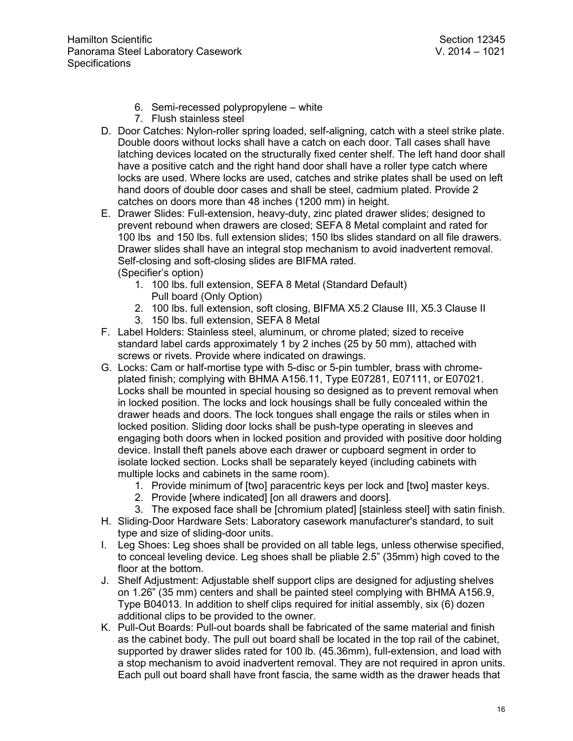6. Semi-recessed polypropylene – white
7. Flush stainless steel

D. Door Catches: Nylon-roller spring loaded, self-aligning, catch with a steel strike plate. Double doors without locks shall have a catch on each door. Tall cases shall have latching devices located on the structurally fixed center shelf. The left hand door shall have a positive catch and the right hand door shall have a roller type catch where locks are used. Where locks are used, catches and strike plates shall be used on left hand doors of double door cases and shall be steel, cadmium plated. Provide 2 catches on doors more than 48 inches (1200 mm) in height.

E. Drawer Slides: Full-extension, heavy-duty, zinc plated drawer slides; designed to prevent rebound when drawers are closed; SEFA 8 Metal complaint and rated for 100 lbs  and 150 lbs. full extension slides; 150 lbs slides standard on all file drawers. Drawer slides shall have an integral stop mechanism to avoid inadvertent removal. Self-closing and soft-closing slides are BIFMA rated.
(Specifier's option)
   1. 100 lbs. full extension, SEFA 8 Metal (Standard Default)
      Pull board (Only Option)
   2. 100 lbs. full extension, soft closing, BIFMA X5.2 Clause III, X5.3 Clause II
   3. 150 lbs. full extension, SEFA 8 Metal

F. Label Holders: Stainless steel, aluminum, or chrome plated; sized to receive standard label cards approximately 1 by 2 inches (25 by 50 mm), attached with screws or rivets. Provide where indicated on drawings.

G. Locks: Cam or half-mortise type with 5-disc or 5-pin tumbler, brass with chrome-plated finish; complying with BHMA A156.11, Type E07281, E07111, or E07021. Locks shall be mounted in special housing so designed as to prevent removal when in locked position. The locks and lock housings shall be fully concealed within the drawer heads and doors. The lock tongues shall engage the rails or stiles when in locked position. Sliding door locks shall be push-type operating in sleeves and engaging both doors when in locked position and provided with positive door holding device. Install theft panels above each drawer or cupboard segment in order to isolate locked section. Locks shall be separately keyed (including cabinets with multiple locks and cabinets in the same room).
   1. Provide minimum of [two] paracentric keys per lock and [two] master keys.
   2. Provide [where indicated] [on all drawers and doors].
   3. The exposed face shall be [chromium plated] [stainless steel] with satin finish.

H. Sliding-Door Hardware Sets: Laboratory casework manufacturer's standard, to suit type and size of sliding-door units.

I. Leg Shoes: Leg shoes shall be provided on all table legs, unless otherwise specified, to conceal leveling device. Leg shoes shall be pliable 2.5" (35mm) high coved to the floor at the bottom.

J. Shelf Adjustment: Adjustable shelf support clips are designed for adjusting shelves on 1.26" (35 mm) centers and shall be painted steel complying with BHMA A156.9, Type B04013. In addition to shelf clips required for initial assembly, six (6) dozen additional clips to be provided to the owner.

K. Pull-Out Boards: Pull-out boards shall be fabricated of the same material and finish as the cabinet body. The pull out board shall be located in the top rail of the cabinet, supported by drawer slides rated for 100 lb. (45.36mm), full-extension, and load with a stop mechanism to avoid inadvertent removal. They are not required in apron units. Each pull out board shall have front fascia, the same width as the drawer heads that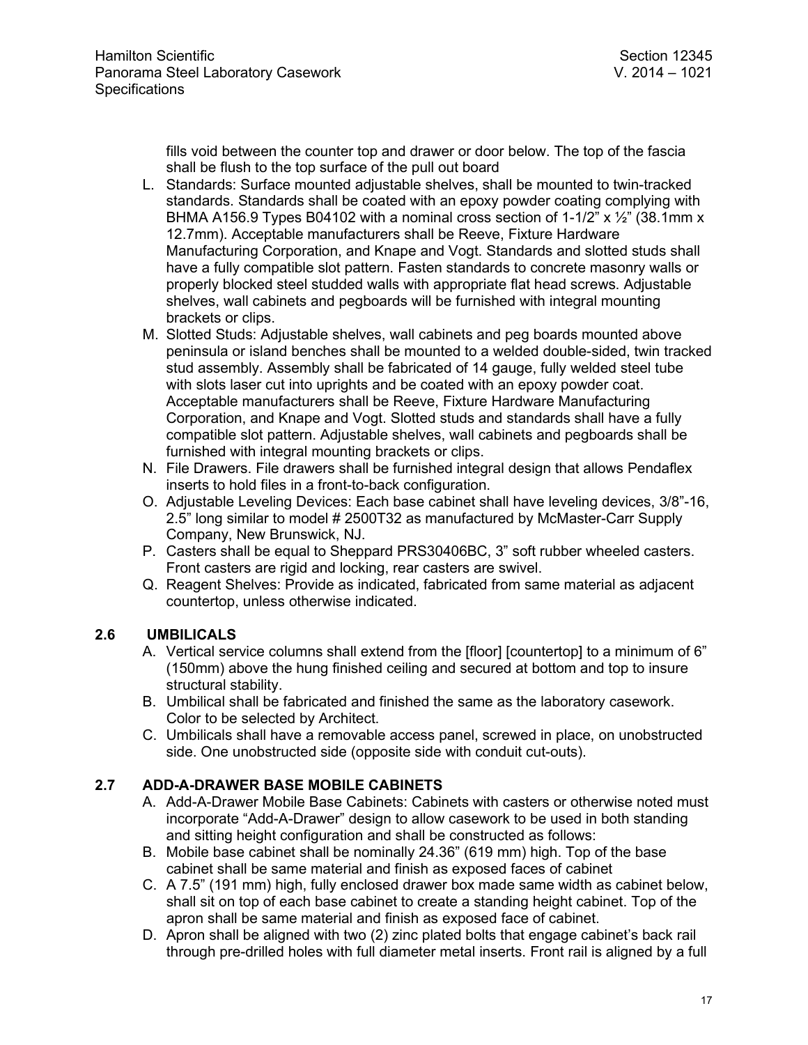fills void between the counter top and drawer or door below. The top of the fascia shall be flush to the top surface of the pull out board

L. Standards: Surface mounted adjustable shelves, shall be mounted to twin-tracked standards. Standards shall be coated with an epoxy powder coating complying with BHMA A156.9 Types B04102 with a nominal cross section of 1-1/2" x ½" (38.1mm x 12.7mm). Acceptable manufacturers shall be Reeve, Fixture Hardware Manufacturing Corporation, and Knape and Vogt. Standards and slotted studs shall have a fully compatible slot pattern. Fasten standards to concrete masonry walls or properly blocked steel studded walls with appropriate flat head screws. Adjustable shelves, wall cabinets and pegboards will be furnished with integral mounting brackets or clips.

M. Slotted Studs: Adjustable shelves, wall cabinets and peg boards mounted above peninsula or island benches shall be mounted to a welded double-sided, twin tracked stud assembly. Assembly shall be fabricated of 14 gauge, fully welded steel tube with slots laser cut into uprights and be coated with an epoxy powder coat. Acceptable manufacturers shall be Reeve, Fixture Hardware Manufacturing Corporation, and Knape and Vogt. Slotted studs and standards shall have a fully compatible slot pattern. Adjustable shelves, wall cabinets and pegboards shall be furnished with integral mounting brackets or clips.

N. File Drawers. File drawers shall be furnished integral design that allows Pendaflex inserts to hold files in a front-to-back configuration.

O. Adjustable Leveling Devices: Each base cabinet shall have leveling devices, 3/8"-16, 2.5" long similar to model # 2500T32 as manufactured by McMaster-Carr Supply Company, New Brunswick, NJ.

P. Casters shall be equal to Sheppard PRS30406BC, 3" soft rubber wheeled casters. Front casters are rigid and locking, rear casters are swivel.

Q. Reagent Shelves: Provide as indicated, fabricated from same material as adjacent countertop, unless otherwise indicated.

## 2.6 UMBILICALS

A. Vertical service columns shall extend from the [floor] [countertop] to a minimum of 6" (150mm) above the hung finished ceiling and secured at bottom and top to insure structural stability.

B. Umbilical shall be fabricated and finished the same as the laboratory casework. Color to be selected by Architect.

C. Umbilicals shall have a removable access panel, screwed in place, on unobstructed side. One unobstructed side (opposite side with conduit cut-outs).

## 2.7 ADD-A-DRAWER BASE MOBILE CABINETS

A. Add-A-Drawer Mobile Base Cabinets: Cabinets with casters or otherwise noted must incorporate "Add-A-Drawer" design to allow casework to be used in both standing and sitting height configuration and shall be constructed as follows:

B. Mobile base cabinet shall be nominally 24.36" (619 mm) high. Top of the base cabinet shall be same material and finish as exposed faces of cabinet

C. A 7.5" (191 mm) high, fully enclosed drawer box made same width as cabinet below, shall sit on top of each base cabinet to create a standing height cabinet. Top of the apron shall be same material and finish as exposed face of cabinet.

D. Apron shall be aligned with two (2) zinc plated bolts that engage cabinet's back rail through pre-drilled holes with full diameter metal inserts. Front rail is aligned by a full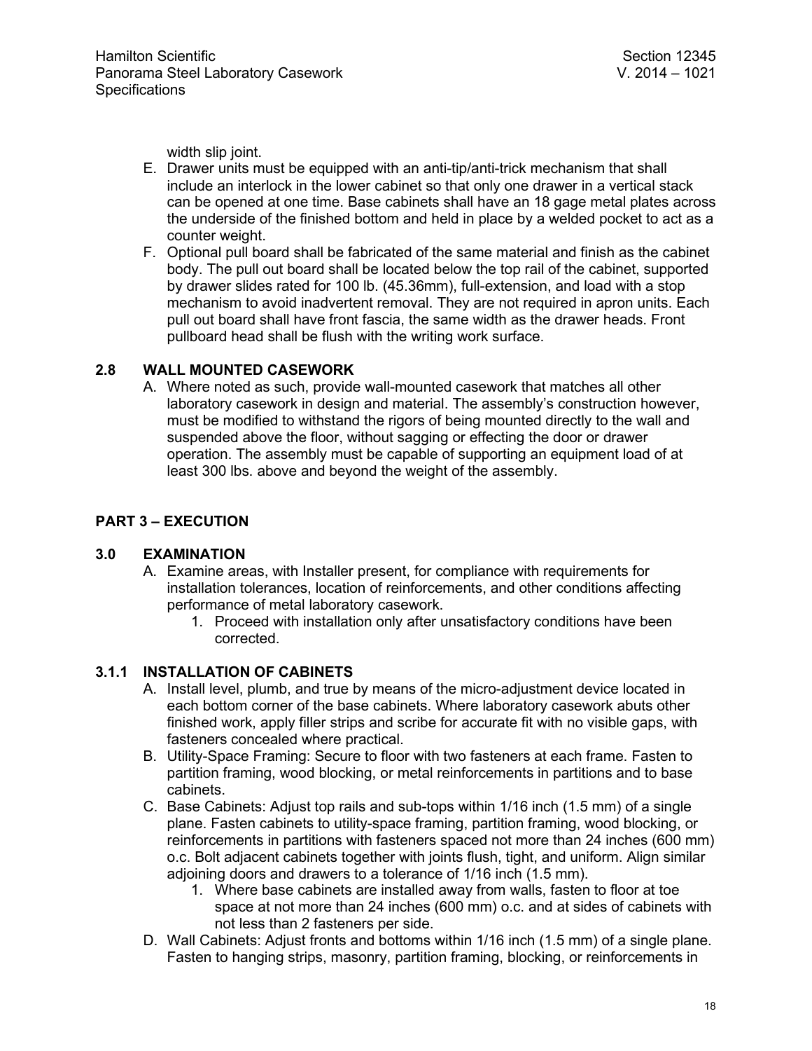width slip joint.

E. Drawer units must be equipped with an anti-tip/anti-trick mechanism that shall include an interlock in the lower cabinet so that only one drawer in a vertical stack can be opened at one time. Base cabinets shall have an 18 gage metal plates across the underside of the finished bottom and held in place by a welded pocket to act as a counter weight.
F. Optional pull board shall be fabricated of the same material and finish as the cabinet body. The pull out board shall be located below the top rail of the cabinet, supported by drawer slides rated for 100 lb. (45.36mm), full-extension, and load with a stop mechanism to avoid inadvertent removal. They are not required in apron units. Each pull out board shall have front fascia, the same width as the drawer heads. Front pullboard head shall be flush with the writing work surface.

### 2.8 WALL MOUNTED CASEWORK

A. Where noted as such, provide wall-mounted casework that matches all other laboratory casework in design and material. The assembly's construction however, must be modified to withstand the rigors of being mounted directly to the wall and suspended above the floor, without sagging or effecting the door or drawer operation. The assembly must be capable of supporting an equipment load of at least 300 lbs. above and beyond the weight of the assembly.

## PART 3 – EXECUTION

### 3.0 EXAMINATION

A. Examine areas, with Installer present, for compliance with requirements for installation tolerances, location of reinforcements, and other conditions affecting performance of metal laboratory casework.
    1. Proceed with installation only after unsatisfactory conditions have been corrected.

### 3.1.1 INSTALLATION OF CABINETS

A. Install level, plumb, and true by means of the micro-adjustment device located in each bottom corner of the base cabinets. Where laboratory casework abuts other finished work, apply filler strips and scribe for accurate fit with no visible gaps, with fasteners concealed where practical.
B. Utility-Space Framing: Secure to floor with two fasteners at each frame. Fasten to partition framing, wood blocking, or metal reinforcements in partitions and to base cabinets.
C. Base Cabinets: Adjust top rails and sub-tops within 1/16 inch (1.5 mm) of a single plane. Fasten cabinets to utility-space framing, partition framing, wood blocking, or reinforcements in partitions with fasteners spaced not more than 24 inches (600 mm) o.c. Bolt adjacent cabinets together with joints flush, tight, and uniform. Align similar adjoining doors and drawers to a tolerance of 1/16 inch (1.5 mm).
    1. Where base cabinets are installed away from walls, fasten to floor at toe space at not more than 24 inches (600 mm) o.c. and at sides of cabinets with not less than 2 fasteners per side.
D. Wall Cabinets: Adjust fronts and bottoms within 1/16 inch (1.5 mm) of a single plane. Fasten to hanging strips, masonry, partition framing, blocking, or reinforcements in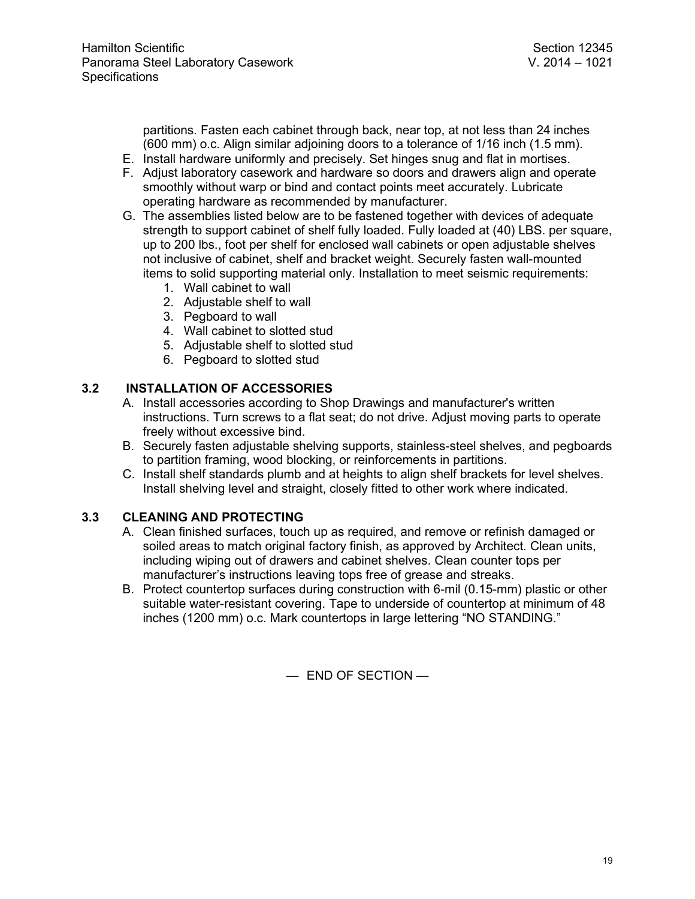partitions. Fasten each cabinet through back, near top, at not less than 24 inches (600 mm) o.c. Align similar adjoining doors to a tolerance of 1/16 inch (1.5 mm).

E. Install hardware uniformly and precisely. Set hinges snug and flat in mortises.

F. Adjust laboratory casework and hardware so doors and drawers align and operate smoothly without warp or bind and contact points meet accurately. Lubricate operating hardware as recommended by manufacturer.

G. The assemblies listed below are to be fastened together with devices of adequate strength to support cabinet of shelf fully loaded. Fully loaded at (40) LBS. per square, up to 200 lbs., foot per shelf for enclosed wall cabinets or open adjustable shelves not inclusive of cabinet, shelf and bracket weight. Securely fasten wall-mounted items to solid supporting material only. Installation to meet seismic requirements:
   1. Wall cabinet to wall
   2. Adjustable shelf to wall
   3. Pegboard to wall
   4. Wall cabinet to slotted stud
   5. Adjustable shelf to slotted stud
   6. Pegboard to slotted stud

## 3.2 INSTALLATION OF ACCESSORIES

A. Install accessories according to Shop Drawings and manufacturer's written instructions. Turn screws to a flat seat; do not drive. Adjust moving parts to operate freely without excessive bind.

B. Securely fasten adjustable shelving supports, stainless-steel shelves, and pegboards to partition framing, wood blocking, or reinforcements in partitions.

C. Install shelf standards plumb and at heights to align shelf brackets for level shelves. Install shelving level and straight, closely fitted to other work where indicated.

## 3.3 CLEANING AND PROTECTING

A. Clean finished surfaces, touch up as required, and remove or refinish damaged or soiled areas to match original factory finish, as approved by Architect. Clean units, including wiping out of drawers and cabinet shelves. Clean counter tops per manufacturer's instructions leaving tops free of grease and streaks.

B. Protect countertop surfaces during construction with 6-mil (0.15-mm) plastic or other suitable water-resistant covering. Tape to underside of countertop at minimum of 48 inches (1200 mm) o.c. Mark countertops in large lettering "NO STANDING."

— END OF SECTION —